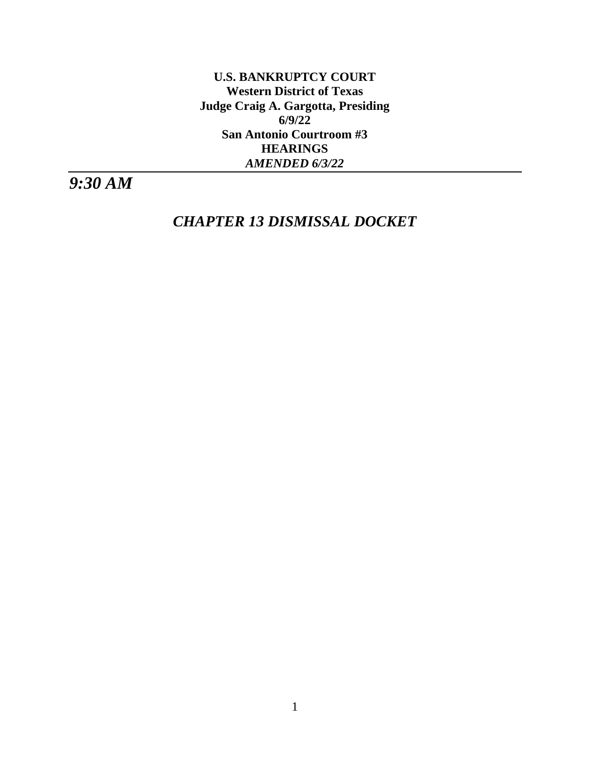**U.S. BANKRUPTCY COURT**
**Western District of Texas**
**Judge Craig A. Gargotta, Presiding**
**6/9/22**
**San Antonio Courtroom #3**
**HEARINGS**
***AMENDED 6/3/22***

---

## *9:30 AM*

## *CHAPTER 13 DISMISSAL DOCKET*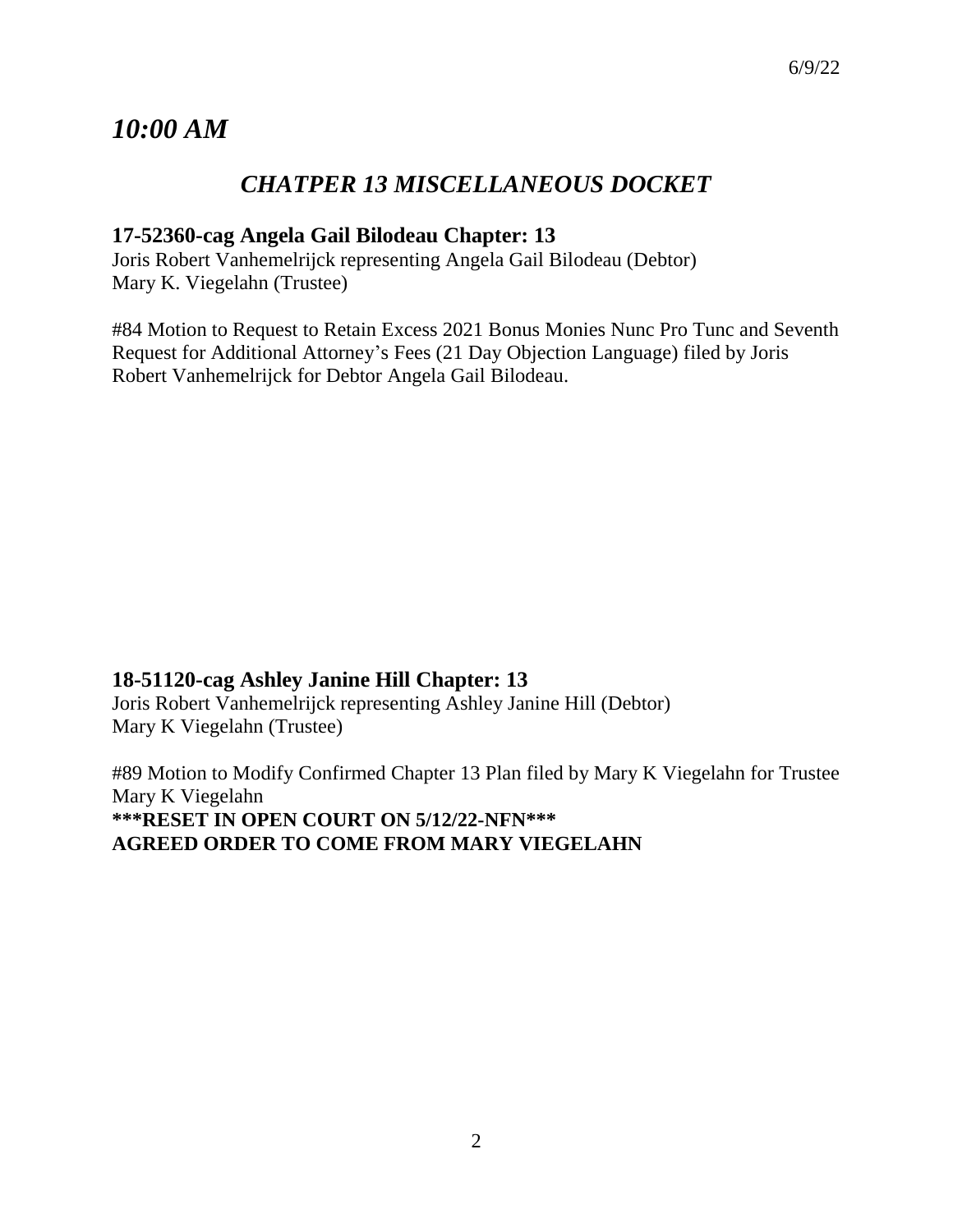6/9/22

# *10:00 AM*

## *CHATPER 13 MISCELLANEOUS DOCKET*

### 17-52360-cag Angela Gail Bilodeau Chapter: 13

Joris Robert Vanhemelrijck representing Angela Gail Bilodeau (Debtor)
Mary K. Viegelahn (Trustee)

#84 Motion to Request to Retain Excess 2021 Bonus Monies Nunc Pro Tunc and Seventh Request for Additional Attorney's Fees (21 Day Objection Language) filed by Joris Robert Vanhemelrijck for Debtor Angela Gail Bilodeau.

### 18-51120-cag Ashley Janine Hill Chapter: 13

Joris Robert Vanhemelrijck representing Ashley Janine Hill (Debtor)
Mary K Viegelahn (Trustee)

#89 Motion to Modify Confirmed Chapter 13 Plan filed by Mary K Viegelahn for Trustee Mary K Viegelahn
**\*\*\*RESET IN OPEN COURT ON 5/12/22-NFN\*\*\***
**AGREED ORDER TO COME FROM MARY VIEGELAHN**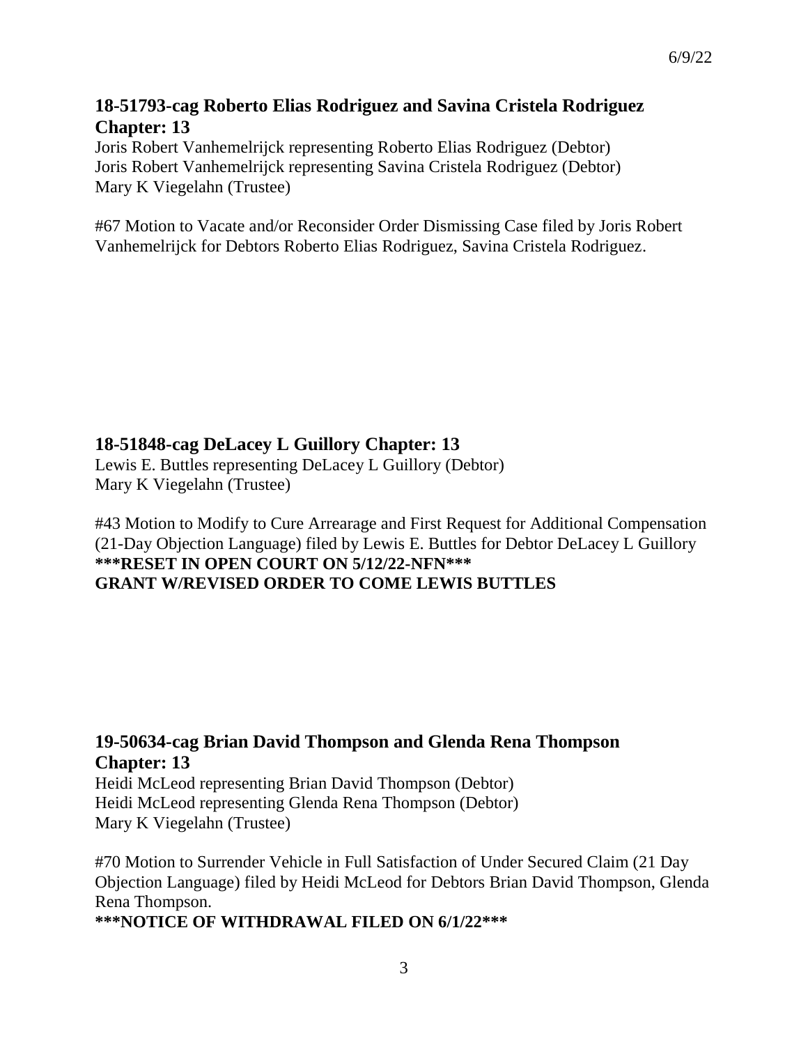**18-51793-cag Roberto Elias Rodriguez and Savina Cristela Rodriguez**
**Chapter: 13**

Joris Robert Vanhemelrijck representing Roberto Elias Rodriguez (Debtor)
Joris Robert Vanhemelrijck representing Savina Cristela Rodriguez (Debtor)
Mary K Viegelahn (Trustee)

#67 Motion to Vacate and/or Reconsider Order Dismissing Case filed by Joris Robert Vanhemelrijck for Debtors Roberto Elias Rodriguez, Savina Cristela Rodriguez.

**18-51848-cag DeLacey L Guillory Chapter: 13**

Lewis E. Buttles representing DeLacey L Guillory (Debtor)
Mary K Viegelahn (Trustee)

#43 Motion to Modify to Cure Arrearage and First Request for Additional Compensation (21-Day Objection Language) filed by Lewis E. Buttles for Debtor DeLacey L Guillory
**\*\*\*RESET IN OPEN COURT ON 5/12/22-NFN\*\*\***
**GRANT W/REVISED ORDER TO COME LEWIS BUTTLES**

**19-50634-cag Brian David Thompson and Glenda Rena Thompson**
**Chapter: 13**

Heidi McLeod representing Brian David Thompson (Debtor)
Heidi McLeod representing Glenda Rena Thompson (Debtor)
Mary K Viegelahn (Trustee)

#70 Motion to Surrender Vehicle in Full Satisfaction of Under Secured Claim (21 Day Objection Language) filed by Heidi McLeod for Debtors Brian David Thompson, Glenda Rena Thompson.
**\*\*\*NOTICE OF WITHDRAWAL FILED ON 6/1/22\*\*\***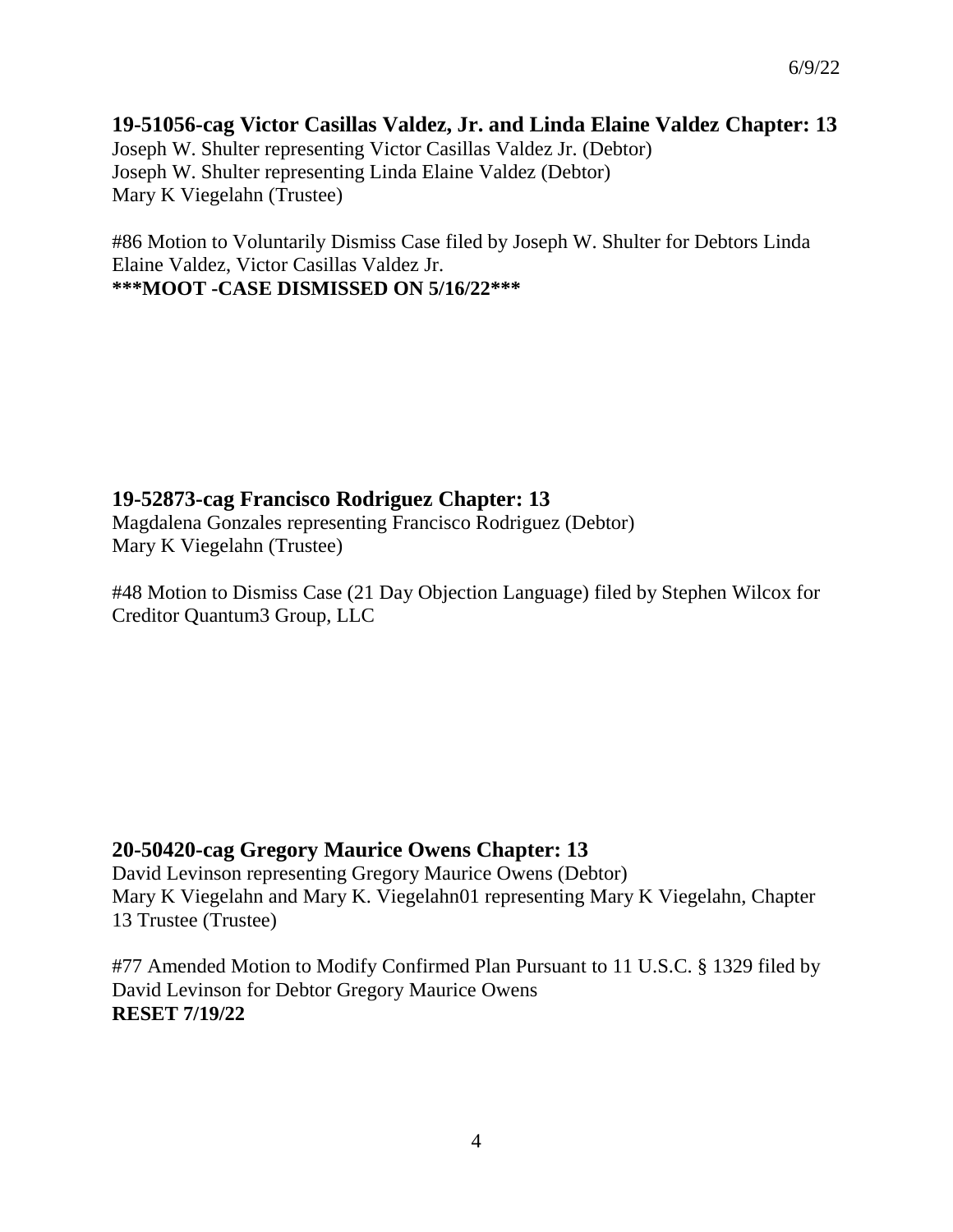### 19-51056-cag Victor Casillas Valdez, Jr. and Linda Elaine Valdez Chapter: 13

Joseph W. Shulter representing Victor Casillas Valdez Jr. (Debtor)
Joseph W. Shulter representing Linda Elaine Valdez (Debtor)
Mary K Viegelahn (Trustee)

#86 Motion to Voluntarily Dismiss Case filed by Joseph W. Shulter for Debtors Linda Elaine Valdez, Victor Casillas Valdez Jr.
**\*\*\*MOOT -CASE DISMISSED ON 5/16/22\*\*\***

### 19-52873-cag Francisco Rodriguez Chapter: 13

Magdalena Gonzales representing Francisco Rodriguez (Debtor)
Mary K Viegelahn (Trustee)

#48 Motion to Dismiss Case (21 Day Objection Language) filed by Stephen Wilcox for Creditor Quantum3 Group, LLC

### 20-50420-cag Gregory Maurice Owens Chapter: 13

David Levinson representing Gregory Maurice Owens (Debtor)
Mary K Viegelahn and Mary K. Viegelahn01 representing Mary K Viegelahn, Chapter 13 Trustee (Trustee)

#77 Amended Motion to Modify Confirmed Plan Pursuant to 11 U.S.C. § 1329 filed by David Levinson for Debtor Gregory Maurice Owens
**RESET 7/19/22**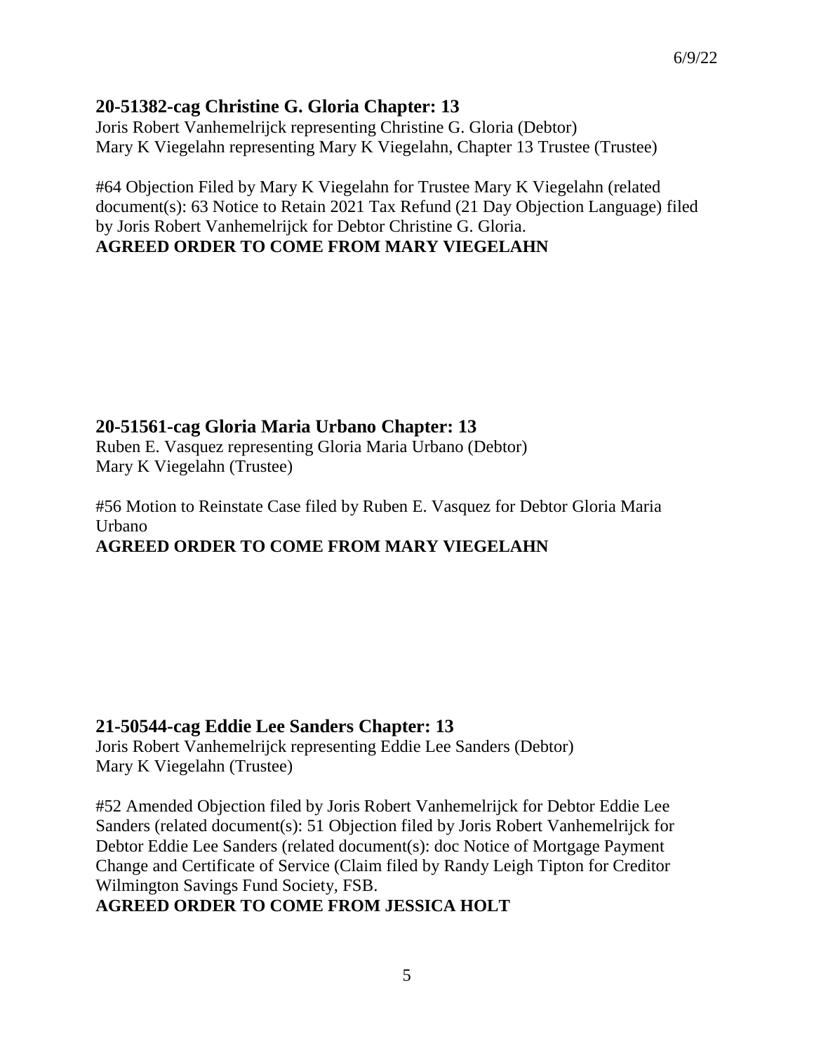6/9/22

## 20-51382-cag Christine G. Gloria Chapter: 13

Joris Robert Vanhemelrijck representing Christine G. Gloria (Debtor)
Mary K Viegelahn representing Mary K Viegelahn, Chapter 13 Trustee (Trustee)

#64 Objection Filed by Mary K Viegelahn for Trustee Mary K Viegelahn (related document(s): 63 Notice to Retain 2021 Tax Refund (21 Day Objection Language) filed by Joris Robert Vanhemelrijck for Debtor Christine G. Gloria.
**AGREED ORDER TO COME FROM MARY VIEGELAHN**

## 20-51561-cag Gloria Maria Urbano Chapter: 13

Ruben E. Vasquez representing Gloria Maria Urbano (Debtor)
Mary K Viegelahn (Trustee)

#56 Motion to Reinstate Case filed by Ruben E. Vasquez for Debtor Gloria Maria Urbano
**AGREED ORDER TO COME FROM MARY VIEGELAHN**

## 21-50544-cag Eddie Lee Sanders Chapter: 13

Joris Robert Vanhemelrijck representing Eddie Lee Sanders (Debtor)
Mary K Viegelahn (Trustee)

#52 Amended Objection filed by Joris Robert Vanhemelrijck for Debtor Eddie Lee Sanders (related document(s): 51 Objection filed by Joris Robert Vanhemelrijck for Debtor Eddie Lee Sanders (related document(s): doc Notice of Mortgage Payment Change and Certificate of Service (Claim filed by Randy Leigh Tipton for Creditor Wilmington Savings Fund Society, FSB.
**AGREED ORDER TO COME FROM JESSICA HOLT**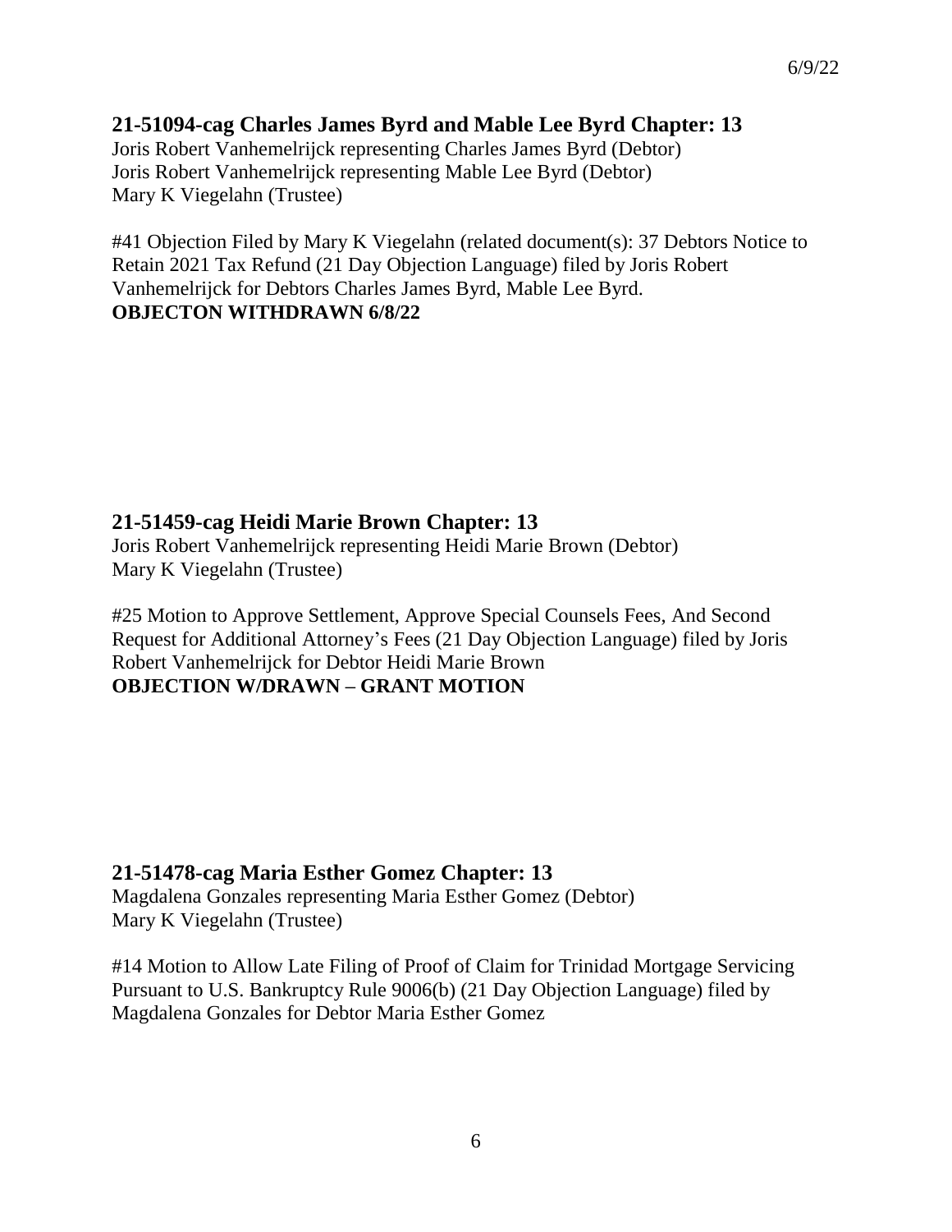6/9/22

## 21-51094-cag Charles James Byrd and Mable Lee Byrd Chapter: 13

Joris Robert Vanhemelrijck representing Charles James Byrd (Debtor)
Joris Robert Vanhemelrijck representing Mable Lee Byrd (Debtor)
Mary K Viegelahn (Trustee)

#41 Objection Filed by Mary K Viegelahn (related document(s): 37 Debtors Notice to Retain 2021 Tax Refund (21 Day Objection Language) filed by Joris Robert Vanhemelrijck for Debtors Charles James Byrd, Mable Lee Byrd.
**OBJECTON WITHDRAWN 6/8/22**

## 21-51459-cag Heidi Marie Brown Chapter: 13

Joris Robert Vanhemelrijck representing Heidi Marie Brown (Debtor)
Mary K Viegelahn (Trustee)

#25 Motion to Approve Settlement, Approve Special Counsels Fees, And Second Request for Additional Attorney's Fees (21 Day Objection Language) filed by Joris Robert Vanhemelrijck for Debtor Heidi Marie Brown
**OBJECTION W/DRAWN – GRANT MOTION**

## 21-51478-cag Maria Esther Gomez Chapter: 13

Magdalena Gonzales representing Maria Esther Gomez (Debtor)
Mary K Viegelahn (Trustee)

#14 Motion to Allow Late Filing of Proof of Claim for Trinidad Mortgage Servicing Pursuant to U.S. Bankruptcy Rule 9006(b) (21 Day Objection Language) filed by Magdalena Gonzales for Debtor Maria Esther Gomez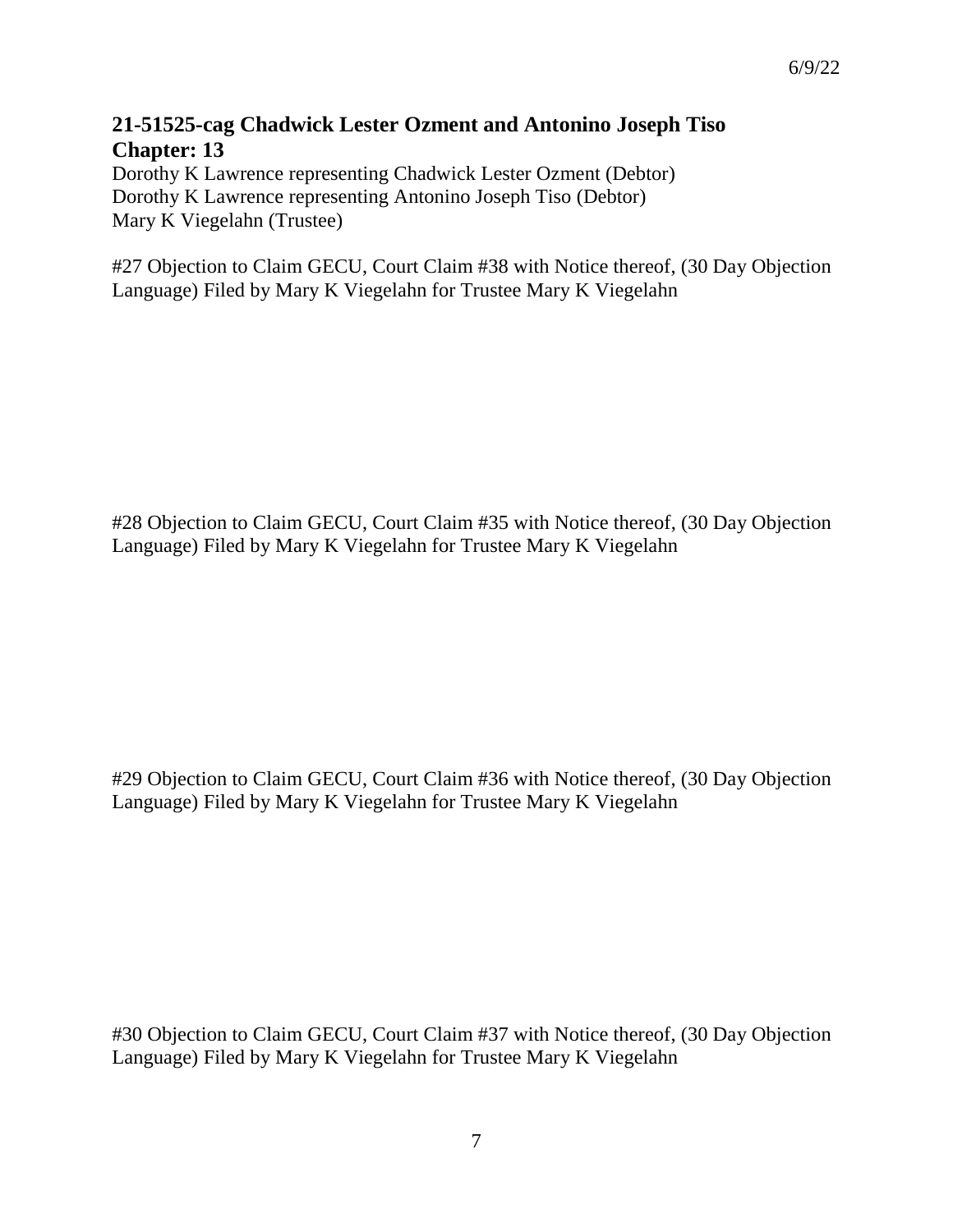6/9/22

**21-51525-cag Chadwick Lester Ozment and Antonino Joseph Tiso**
**Chapter: 13**

Dorothy K Lawrence representing Chadwick Lester Ozment (Debtor)
Dorothy K Lawrence representing Antonino Joseph Tiso (Debtor)
Mary K Viegelahn (Trustee)

#27 Objection to Claim GECU, Court Claim #38 with Notice thereof, (30 Day Objection Language) Filed by Mary K Viegelahn for Trustee Mary K Viegelahn

#28 Objection to Claim GECU, Court Claim #35 with Notice thereof, (30 Day Objection Language) Filed by Mary K Viegelahn for Trustee Mary K Viegelahn

#29 Objection to Claim GECU, Court Claim #36 with Notice thereof, (30 Day Objection Language) Filed by Mary K Viegelahn for Trustee Mary K Viegelahn

#30 Objection to Claim GECU, Court Claim #37 with Notice thereof, (30 Day Objection Language) Filed by Mary K Viegelahn for Trustee Mary K Viegelahn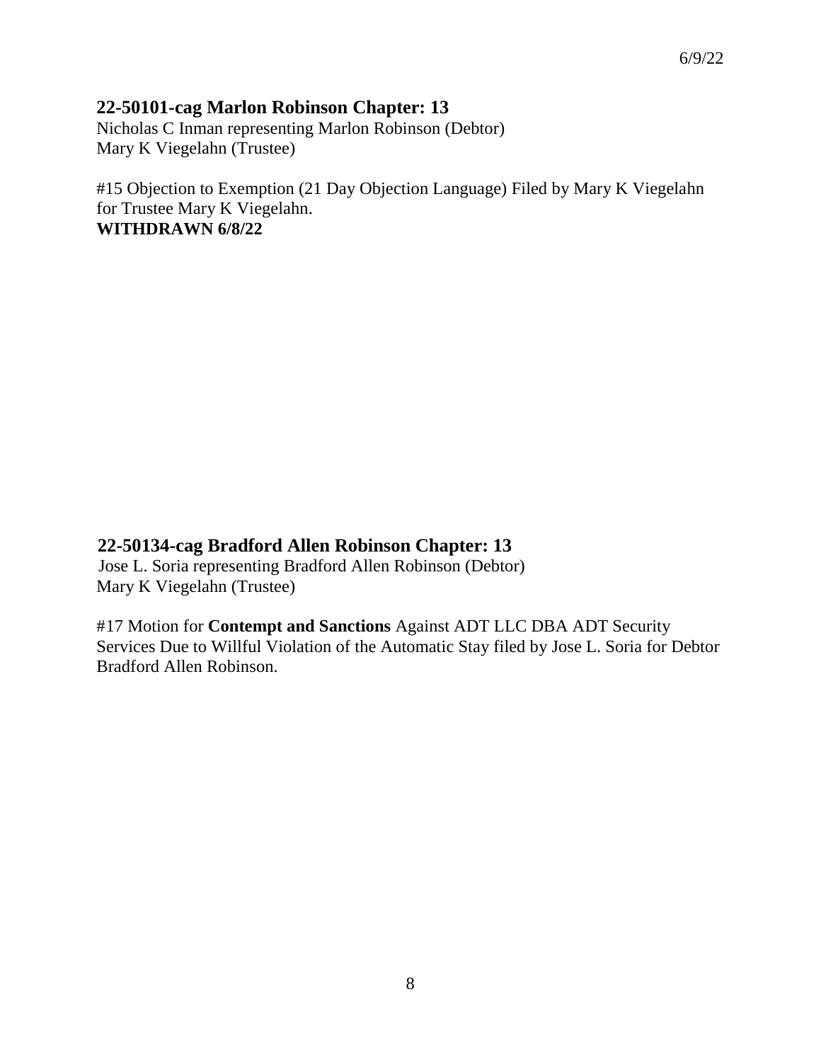6/9/22

**22-50101-cag Marlon Robinson Chapter: 13**
Nicholas C Inman representing Marlon Robinson (Debtor)
Mary K Viegelahn (Trustee)

#15 Objection to Exemption (21 Day Objection Language) Filed by Mary K Viegelahn for Trustee Mary K Viegelahn.
**WITHDRAWN 6/8/22**

**22-50134-cag Bradford Allen Robinson Chapter: 13**
Jose L. Soria representing Bradford Allen Robinson (Debtor)
Mary K Viegelahn (Trustee)

#17 Motion for **Contempt and Sanctions** Against ADT LLC DBA ADT Security Services Due to Willful Violation of the Automatic Stay filed by Jose L. Soria for Debtor Bradford Allen Robinson.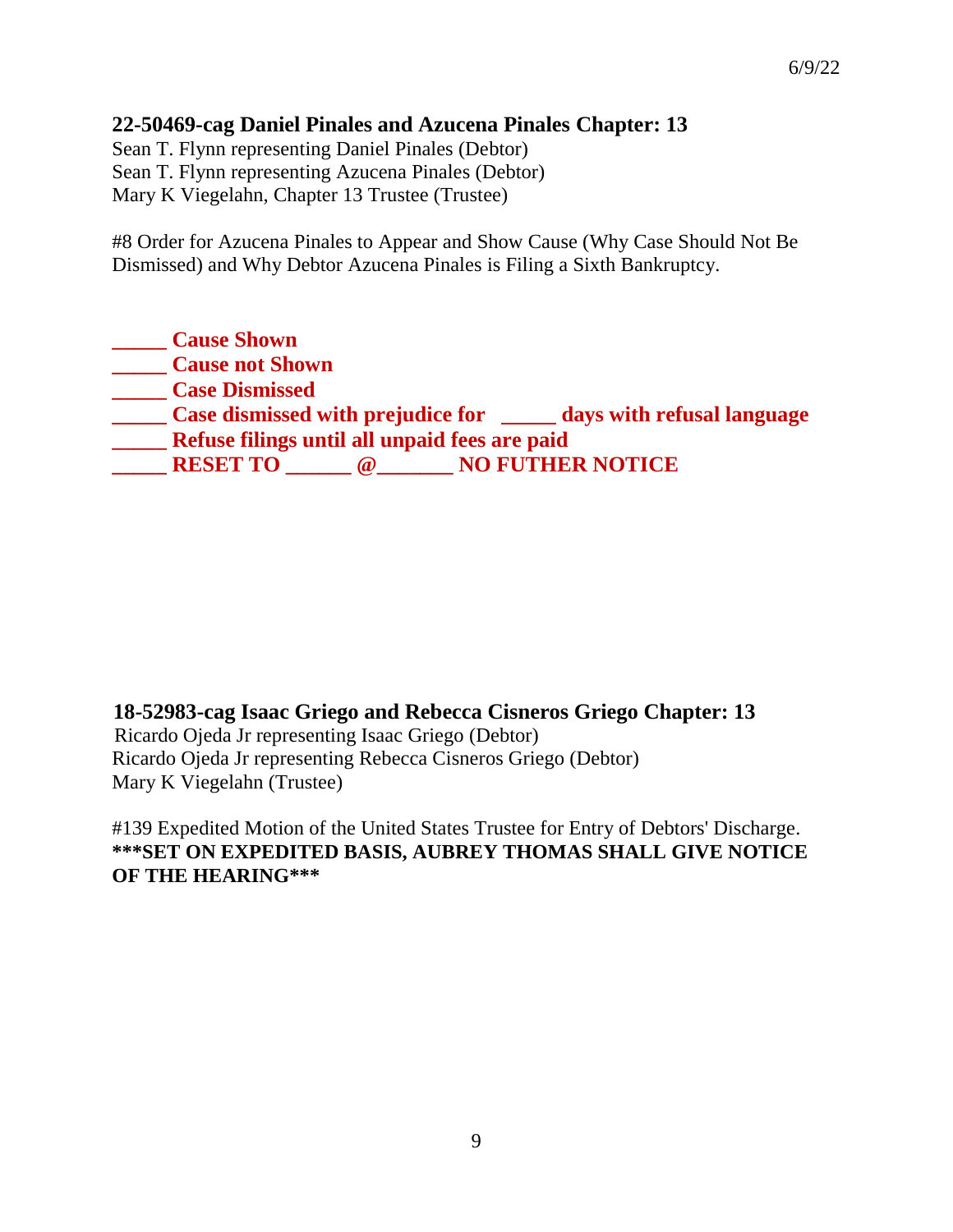### 22-50469-cag Daniel Pinales and Azucena Pinales Chapter: 13

Sean T. Flynn representing Daniel Pinales (Debtor)
Sean T. Flynn representing Azucena Pinales (Debtor)
Mary K Viegelahn, Chapter 13 Trustee (Trustee)

#8 Order for Azucena Pinales to Appear and Show Cause (Why Case Should Not Be Dismissed) and Why Debtor Azucena Pinales is Filing a Sixth Bankruptcy.

**_____ Cause Shown**
**_____ Cause not Shown**
**_____ Case Dismissed**
**_____ Case dismissed with prejudice for _____ days with refusal language**
**_____ Refuse filings until all unpaid fees are paid**
**_____ RESET TO ______ @_______ NO FUTHER NOTICE**

### 18-52983-cag Isaac Griego and Rebecca Cisneros Griego Chapter: 13

Ricardo Ojeda Jr representing Isaac Griego (Debtor)
Ricardo Ojeda Jr representing Rebecca Cisneros Griego (Debtor)
Mary K Viegelahn (Trustee)

#139 Expedited Motion of the United States Trustee for Entry of Debtors' Discharge.
**\*\*\*SET ON EXPEDITED BASIS, AUBREY THOMAS SHALL GIVE NOTICE OF THE HEARING\*\*\***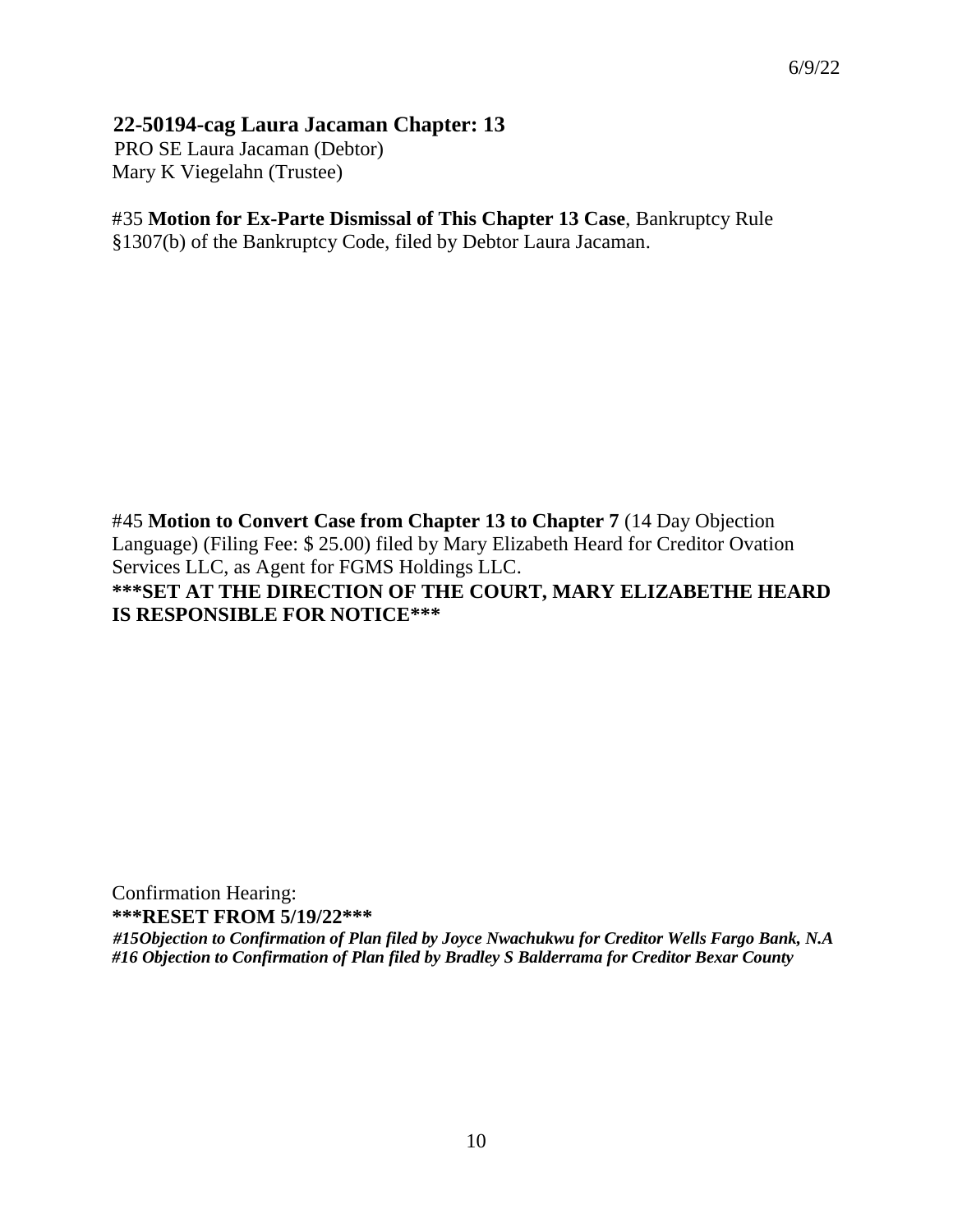6/9/22

## 22-50194-cag Laura Jacaman Chapter: 13

PRO SE Laura Jacaman (Debtor)
Mary K Viegelahn (Trustee)

#35 **Motion for Ex-Parte Dismissal of This Chapter 13 Case**, Bankruptcy Rule §1307(b) of the Bankruptcy Code, filed by Debtor Laura Jacaman.

#45 **Motion to Convert Case from Chapter 13 to Chapter 7** (14 Day Objection Language) (Filing Fee: $ 25.00) filed by Mary Elizabeth Heard for Creditor Ovation Services LLC, as Agent for FGMS Holdings LLC.
**\*\*\*SET AT THE DIRECTION OF THE COURT, MARY ELIZABETHE HEARD IS RESPONSIBLE FOR NOTICE\*\*\***

Confirmation Hearing:
**\*\*\*RESET FROM 5/19/22\*\*\***
***#15Objection to Confirmation of Plan filed by Joyce Nwachukwu for Creditor Wells Fargo Bank, N.A***
***#16 Objection to Confirmation of Plan filed by Bradley S Balderrama for Creditor Bexar County***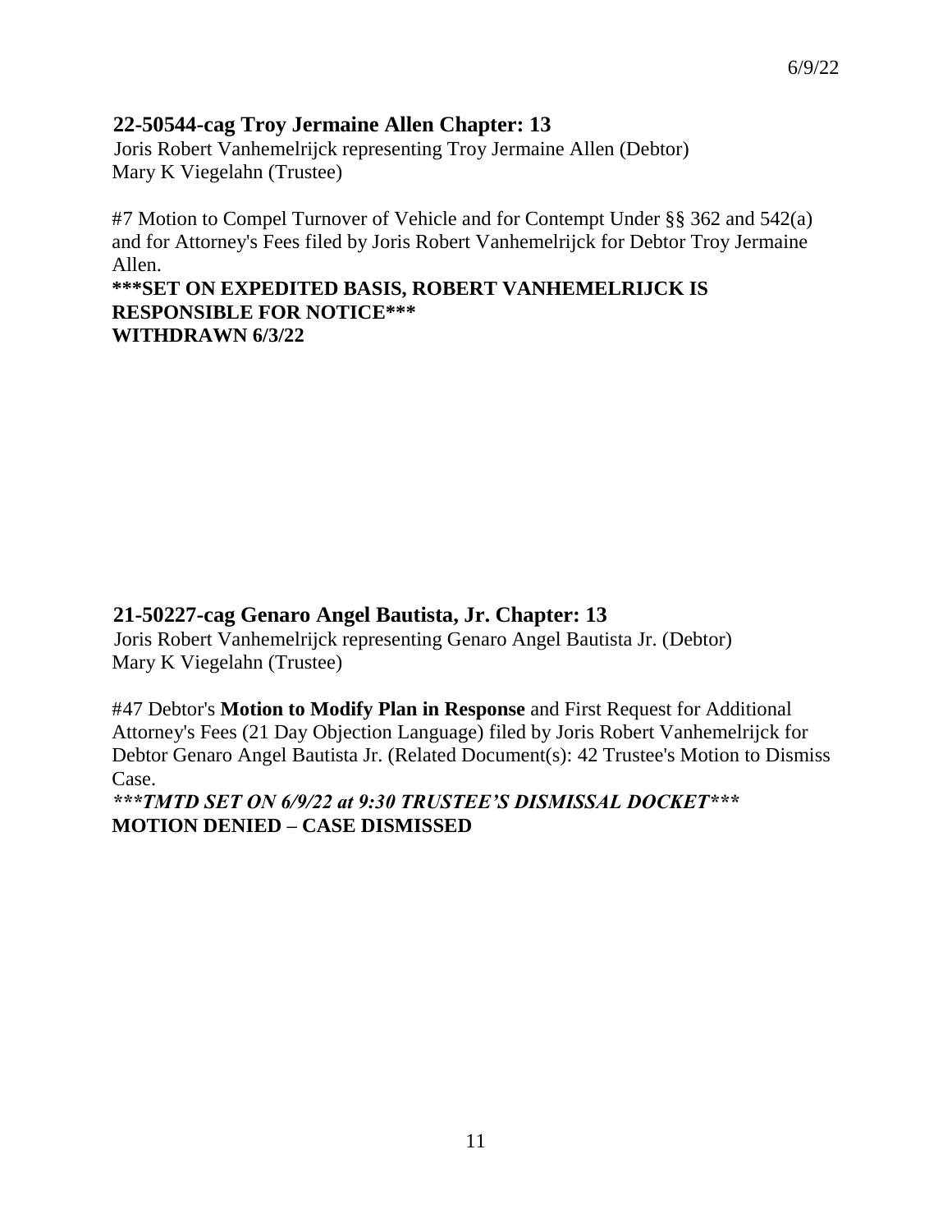## 22-50544-cag Troy Jermaine Allen Chapter: 13

Joris Robert Vanhemelrijck representing Troy Jermaine Allen (Debtor)
Mary K Viegelahn (Trustee)

#7 Motion to Compel Turnover of Vehicle and for Contempt Under §§ 362 and 542(a) and for Attorney's Fees filed by Joris Robert Vanhemelrijck for Debtor Troy Jermaine Allen.
**\*\*\*SET ON EXPEDITED BASIS, ROBERT VANHEMELRIJCK IS RESPONSIBLE FOR NOTICE\*\*\***
**WITHDRAWN 6/3/22**

## 21-50227-cag Genaro Angel Bautista, Jr. Chapter: 13

Joris Robert Vanhemelrijck representing Genaro Angel Bautista Jr. (Debtor)
Mary K Viegelahn (Trustee)

#47 Debtor's **Motion to Modify Plan in Response** and First Request for Additional Attorney's Fees (21 Day Objection Language) filed by Joris Robert Vanhemelrijck for Debtor Genaro Angel Bautista Jr. (Related Document(s): 42 Trustee's Motion to Dismiss Case.
***\*\*\*TMTD SET ON 6/9/22 at 9:30 TRUSTEE'S DISMISSAL DOCKET\*\*\****
**MOTION DENIED – CASE DISMISSED**